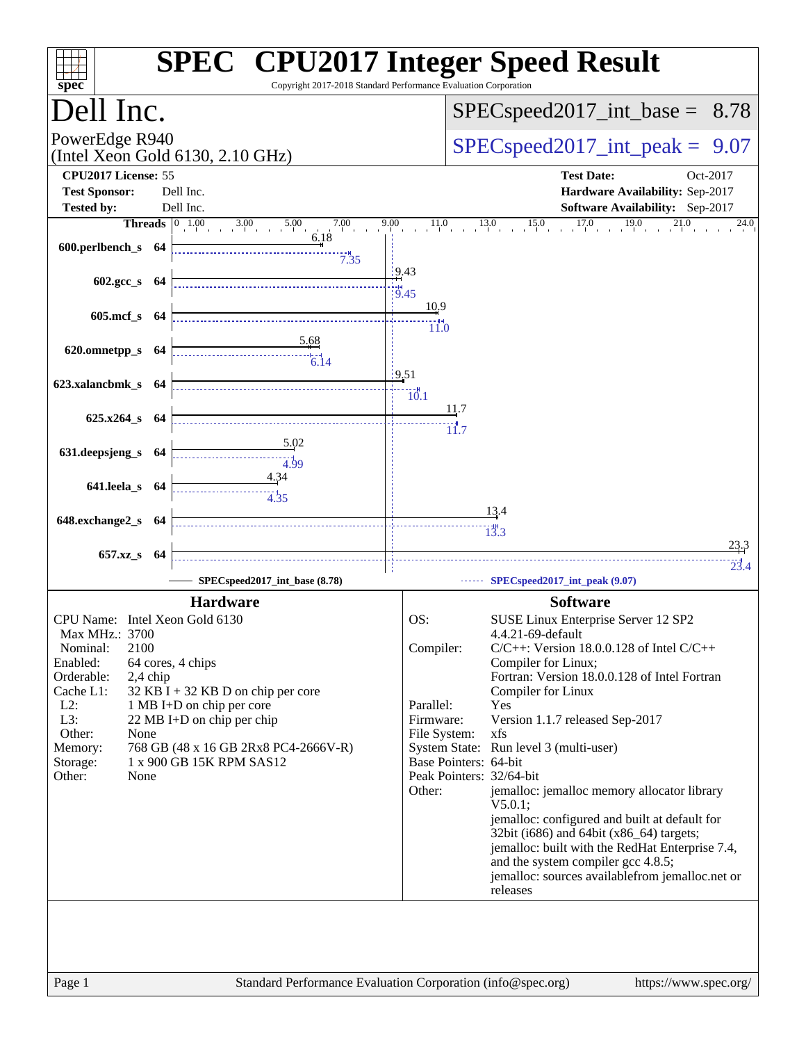# SPEC CPU2017 Integer Speed Result

Copyright 2017-2018 Standard Performance Evaluation Corporation

## Dell Inc.

PowerEdge R940
(Intel Xeon Gold 6130, 2.10 GHz)

SPECspeed2017_int_base = 8.78

SPECspeed2017_int_peak = 9.07

| | | | |
|---|---|---|---|
| **CPU2017 License:** | 55 | **Test Date:** | Oct-2017 |
| **Test Sponsor:** | Dell Inc. | **Hardware Availability:** | Sep-2017 |
| **Tested by:** | Dell Inc. | **Software Availability:** | Sep-2017 |

| Benchmark | Threads | Base | Peak |
|---|---|---|---|
| 600.perlbench_s | 64 | 6.18 | 7.35 |
| 602.gcc_s | 64 | 9.43 | 9.45 |
| 605.mcf_s | 64 | 10.9 | 11.0 |
| 620.omnetpp_s | 64 | 5.68 | 6.14 |
| 623.xalancbmk_s | 64 | 9.51 | 10.1 |
| 625.x264_s | 64 | 11.7 | 11.7 |
| 631.deepsjeng_s | 64 | 5.02 | 4.99 |
| 641.leela_s | 64 | 4.34 | 4.35 |
| 648.exchange2_s | 64 | 13.4 | 13.3 |
| 657.xz_s | 64 | 23.3 | 23.4 |

SPECspeed2017_int_base (8.78) — SPECspeed2017_int_peak (9.07)

### Hardware

| | |
|---|---|
| CPU Name: | Intel Xeon Gold 6130 |
| Max MHz.: | 3700 |
| Nominal: | 2100 |
| Enabled: | 64 cores, 4 chips |
| Orderable: | 2,4 chip |
| Cache L1: | 32 KB I + 32 KB D on chip per core |
| L2: | 1 MB I+D on chip per core |
| L3: | 22 MB I+D on chip per chip |
| Other: | None |
| Memory: | 768 GB (48 x 16 GB 2Rx8 PC4-2666V-R) |
| Storage: | 1 x 900 GB 15K RPM SAS12 |
| Other: | None |

### Software

| | |
|---|---|
| OS: | SUSE Linux Enterprise Server 12 SP2 4.4.21-69-default |
| Compiler: | C/C++: Version 18.0.0.128 of Intel C/C++ Compiler for Linux; Fortran: Version 18.0.0.128 of Intel Fortran Compiler for Linux |
| Parallel: | Yes |
| Firmware: | Version 1.1.7 released Sep-2017 |
| File System: | xfs |
| System State: | Run level 3 (multi-user) |
| Base Pointers: | 64-bit |
| Peak Pointers: | 32/64-bit |
| Other: | jemalloc: jemalloc memory allocator library V5.0.1; jemalloc: configured and built at default for 32bit (i686) and 64bit (x86_64) targets; jemalloc: built with the RedHat Enterprise 7.4, and the system compiler gcc 4.8.5; jemalloc: sources availablefrom jemalloc.net or releases |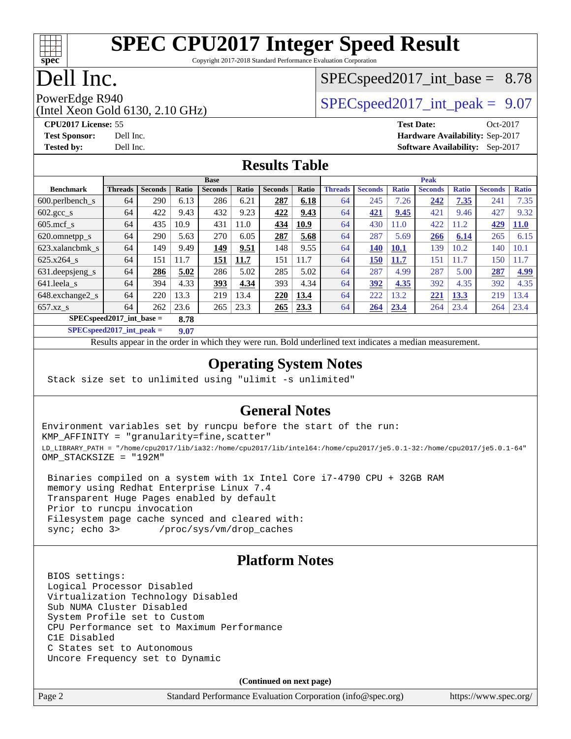# SPEC CPU2017 Integer Speed Result

Copyright 2017-2018 Standard Performance Evaluation Corporation

# Dell Inc.

PowerEdge R940
(Intel Xeon Gold 6130, 2.10 GHz)

SPECspeed2017_int_base = 8.78

SPECspeed2017_int_peak = 9.07

**CPU2017 License:** 55
**Test Sponsor:** Dell Inc.
**Tested by:** Dell Inc.

**Test Date:** Oct-2017
**Hardware Availability:** Sep-2017
**Software Availability:** Sep-2017

## Results Table

| Benchmark | Base | | | | | | | Peak | | | | | | |
|---|---|---|---|---|---|---|---|---|---|---|---|---|---|---|
| | Threads | Seconds | Ratio | Seconds | Ratio | Seconds | Ratio | Threads | Seconds | Ratio | Seconds | Ratio | Seconds | Ratio |
| 600.perlbench_s | 64 | 290 | 6.13 | 286 | 6.21 | **287** | **6.18** | 64 | 245 | 7.26 | **242** | **7.35** | 241 | 7.35 |
| 602.gcc_s | 64 | 422 | 9.43 | 432 | 9.23 | **422** | **9.43** | 64 | **421** | **9.45** | 421 | 9.46 | 427 | 9.32 |
| 605.mcf_s | 64 | 435 | 10.9 | 431 | 11.0 | **434** | **10.9** | 64 | 430 | 11.0 | 422 | 11.2 | **429** | **11.0** |
| 620.omnetpp_s | 64 | 290 | 5.63 | 270 | 6.05 | **287** | **5.68** | 64 | 287 | 5.69 | **266** | **6.14** | 265 | 6.15 |
| 623.xalancbmk_s | 64 | 149 | 9.49 | **149** | **9.51** | 148 | 9.55 | 64 | **140** | **10.1** | 139 | 10.2 | 140 | 10.1 |
| 625.x264_s | 64 | 151 | 11.7 | **151** | **11.7** | 151 | 11.7 | 64 | **150** | **11.7** | 151 | 11.7 | 150 | 11.7 |
| 631.deepsjeng_s | 64 | **286** | **5.02** | 286 | 5.02 | 285 | 5.02 | 64 | 287 | 4.99 | 287 | 5.00 | **287** | **4.99** |
| 641.leela_s | 64 | 394 | 4.33 | **393** | **4.34** | 393 | 4.34 | 64 | **392** | **4.35** | 392 | 4.35 | 392 | 4.35 |
| 648.exchange2_s | 64 | 220 | 13.3 | 219 | 13.4 | **220** | **13.4** | 64 | 222 | 13.2 | **221** | **13.3** | 219 | 13.4 |
| 657.xz_s | 64 | 262 | 23.6 | 265 | 23.3 | **265** | **23.3** | 64 | **264** | **23.4** | 264 | 23.4 | 264 | 23.4 |

**SPECspeed2017_int_base = 8.78**

**SPECspeed2017_int_peak = 9.07**

Results appear in the order in which they were run. Bold underlined text indicates a median measurement.

## Operating System Notes

```
Stack size set to unlimited using "ulimit -s unlimited"
```

## General Notes

```
Environment variables set by runcpu before the start of the run:
KMP_AFFINITY = "granularity=fine,scatter"
LD_LIBRARY_PATH = "/home/cpu2017/lib/ia32:/home/cpu2017/lib/intel64:/home/cpu2017/je5.0.1-32:/home/cpu2017/je5.0.1-64"
OMP_STACKSIZE = "192M"

 Binaries compiled on a system with 1x Intel Core i7-4790 CPU + 32GB RAM
 memory using Redhat Enterprise Linux 7.4
 Transparent Huge Pages enabled by default
 Prior to runcpu invocation
 Filesystem page cache synced and cleared with:
 sync; echo 3>       /proc/sys/vm/drop_caches
```

## Platform Notes

```
BIOS settings:
Logical Processor Disabled
Virtualization Technology Disabled
Sub NUMA Cluster Disabled
System Profile set to Custom
CPU Performance set to Maximum Performance
C1E Disabled
C States set to Autonomous
Uncore Frequency set to Dynamic
```

**(Continued on next page)**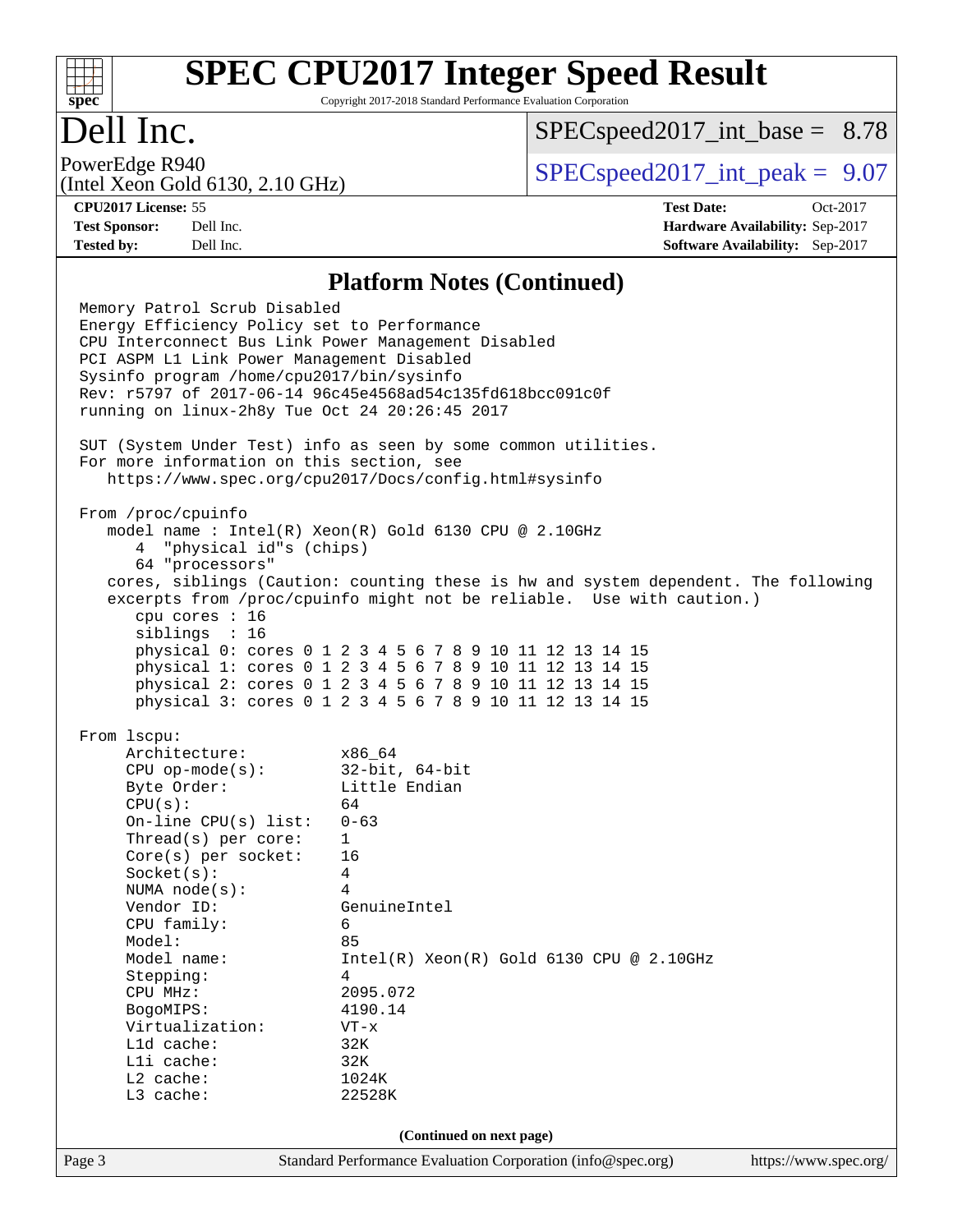## Platform Notes (Continued)

```
Memory Patrol Scrub Disabled
Energy Efficiency Policy set to Performance
CPU Interconnect Bus Link Power Management Disabled
PCI ASPM L1 Link Power Management Disabled
Sysinfo program /home/cpu2017/bin/sysinfo
Rev: r5797 of 2017-06-14 96c45e4568ad54c135fd618bcc091c0f
running on linux-2h8y Tue Oct 24 20:26:45 2017

SUT (System Under Test) info as seen by some common utilities.
For more information on this section, see
   https://www.spec.org/cpu2017/Docs/config.html#sysinfo

From /proc/cpuinfo
   model name : Intel(R) Xeon(R) Gold 6130 CPU @ 2.10GHz
      4  "physical id"s (chips)
      64 "processors"
   cores, siblings (Caution: counting these is hw and system dependent. The following
   excerpts from /proc/cpuinfo might not be reliable.  Use with caution.)
      cpu cores : 16
      siblings  : 16
      physical 0: cores 0 1 2 3 4 5 6 7 8 9 10 11 12 13 14 15
      physical 1: cores 0 1 2 3 4 5 6 7 8 9 10 11 12 13 14 15
      physical 2: cores 0 1 2 3 4 5 6 7 8 9 10 11 12 13 14 15
      physical 3: cores 0 1 2 3 4 5 6 7 8 9 10 11 12 13 14 15

From lscpu:
     Architecture:          x86_64
     CPU op-mode(s):        32-bit, 64-bit
     Byte Order:            Little Endian
     CPU(s):                64
     On-line CPU(s) list:   0-63
     Thread(s) per core:    1
     Core(s) per socket:    16
     Socket(s):             4
     NUMA node(s):          4
     Vendor ID:             GenuineIntel
     CPU family:            6
     Model:                 85
     Model name:            Intel(R) Xeon(R) Gold 6130 CPU @ 2.10GHz
     Stepping:              4
     CPU MHz:               2095.072
     BogoMIPS:              4190.14
     Virtualization:        VT-x
     L1d cache:             32K
     L1i cache:             32K
     L2 cache:              1024K
     L3 cache:              22528K
```

(Continued on next page)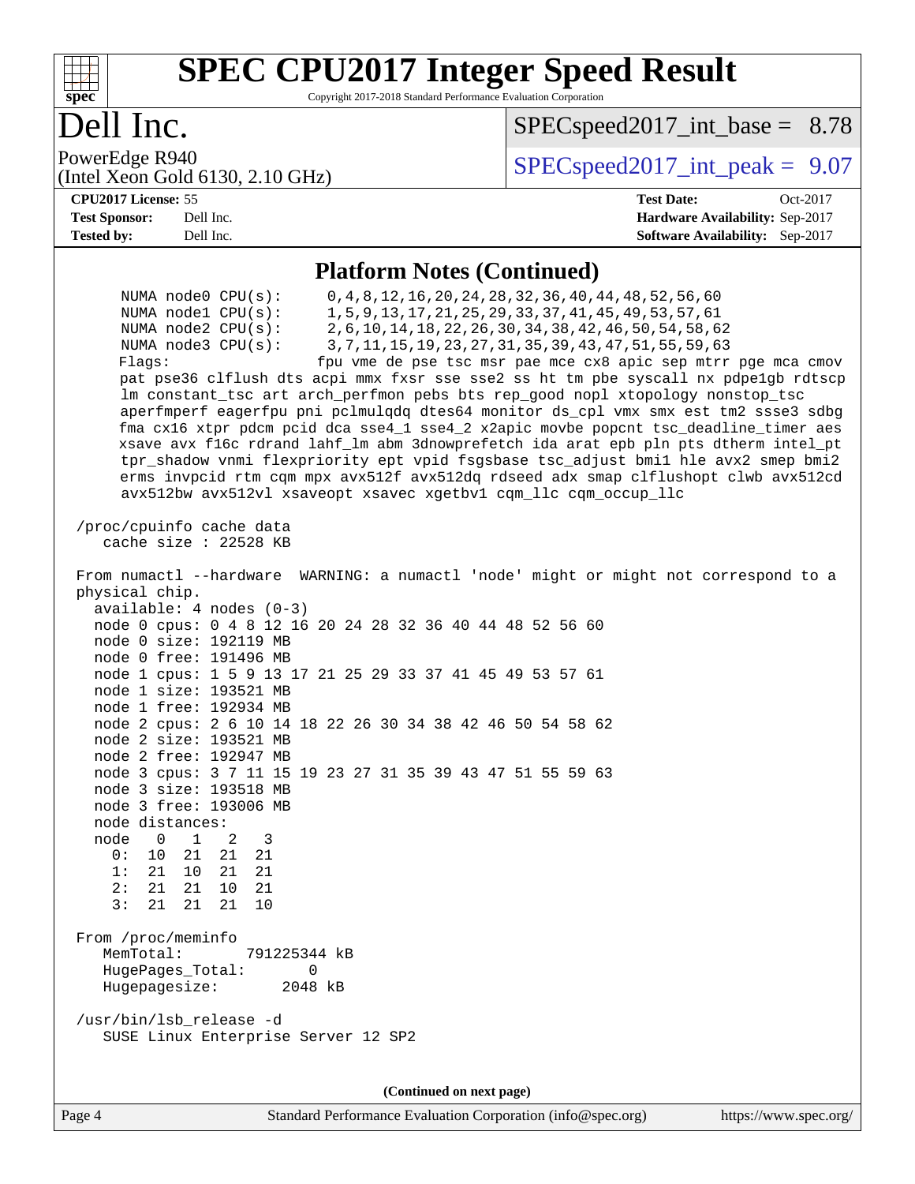# SPEC CPU2017 Integer Speed Result

Copyright 2017-2018 Standard Performance Evaluation Corporation

# Dell Inc.

PowerEdge R940
(Intel Xeon Gold 6130, 2.10 GHz)

SPECspeed2017_int_base = 8.78

SPECspeed2017_int_peak = 9.07

**CPU2017 License:** 55
**Test Sponsor:** Dell Inc.
**Tested by:** Dell Inc.

**Test Date:** Oct-2017
**Hardware Availability:** Sep-2017
**Software Availability:** Sep-2017

## Platform Notes (Continued)

```
     NUMA node0 CPU(s):     0,4,8,12,16,20,24,28,32,36,40,44,48,52,56,60
     NUMA node1 CPU(s):     1,5,9,13,17,21,25,29,33,37,41,45,49,53,57,61
     NUMA node2 CPU(s):     2,6,10,14,18,22,26,30,34,38,42,46,50,54,58,62
     NUMA node3 CPU(s):     3,7,11,15,19,23,27,31,35,39,43,47,51,55,59,63
     Flags:                 fpu vme de pse tsc msr pae mce cx8 apic sep mtrr pge mca cmov
     pat pse36 clflush dts acpi mmx fxsr sse sse2 ss ht tm pbe syscall nx pdpe1gb rdtscp
     lm constant_tsc art arch_perfmon pebs bts rep_good nopl xtopology nonstop_tsc
     aperfmperf eagerfpu pni pclmulqdq dtes64 monitor ds_cpl vmx smx est tm2 ssse3 sdbg
     fma cx16 xtpr pdcm pcid dca sse4_1 sse4_2 x2apic movbe popcnt tsc_deadline_timer aes
     xsave avx f16c rdrand lahf_lm abm 3dnowprefetch ida arat epb pln pts dtherm intel_pt
     tpr_shadow vnmi flexpriority ept vpid fsgsbase tsc_adjust bmi1 hle avx2 smep bmi2
     erms invpcid rtm cqm mpx avx512f avx512dq rdseed adx smap clflushopt clwb avx512cd
     avx512bw avx512vl xsaveopt xsavec xgetbv1 cqm_llc cqm_occup_llc

 /proc/cpuinfo cache data
    cache size : 22528 KB

 From numactl --hardware  WARNING: a numactl 'node' might or might not correspond to a
 physical chip.
   available: 4 nodes (0-3)
   node 0 cpus: 0 4 8 12 16 20 24 28 32 36 40 44 48 52 56 60
   node 0 size: 192119 MB
   node 0 free: 191496 MB
   node 1 cpus: 1 5 9 13 17 21 25 29 33 37 41 45 49 53 57 61
   node 1 size: 193521 MB
   node 1 free: 192934 MB
   node 2 cpus: 2 6 10 14 18 22 26 30 34 38 42 46 50 54 58 62
   node 2 size: 193521 MB
   node 2 free: 192947 MB
   node 3 cpus: 3 7 11 15 19 23 27 31 35 39 43 47 51 55 59 63
   node 3 size: 193518 MB
   node 3 free: 193006 MB
   node distances:
   node   0   1   2   3
     0:  10  21  21  21
     1:  21  10  21  21
     2:  21  21  10  21
     3:  21  21  21  10

 From /proc/meminfo
    MemTotal:       791225344 kB
    HugePages_Total:       0
    Hugepagesize:       2048 kB

 /usr/bin/lsb_release -d
    SUSE Linux Enterprise Server 12 SP2
```

(Continued on next page)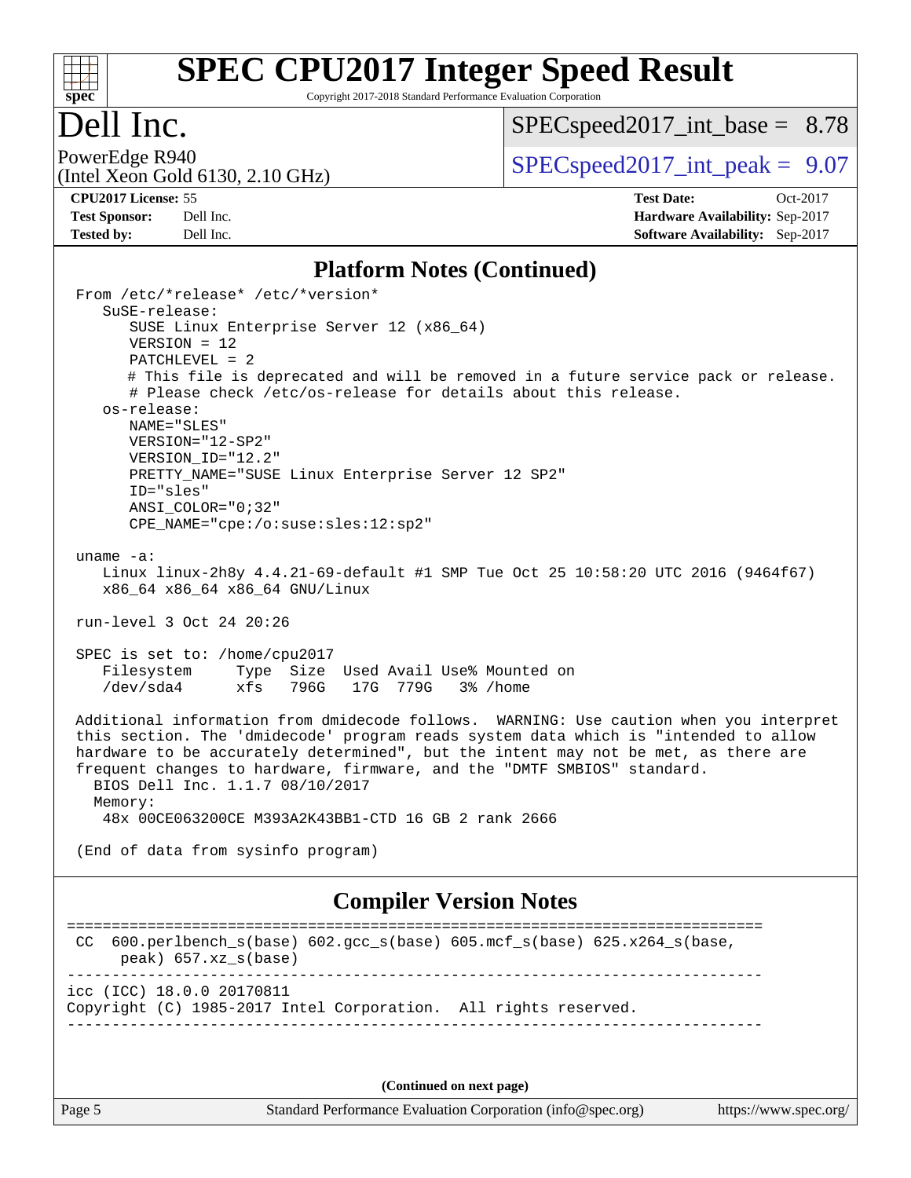## Platform Notes (Continued)

```
From /etc/*release* /etc/*version*
   SuSE-release:
      SUSE Linux Enterprise Server 12 (x86_64)
      VERSION = 12
      PATCHLEVEL = 2
      # This file is deprecated and will be removed in a future service pack or release.
      # Please check /etc/os-release for details about this release.
   os-release:
      NAME="SLES"
      VERSION="12-SP2"
      VERSION_ID="12.2"
      PRETTY_NAME="SUSE Linux Enterprise Server 12 SP2"
      ID="sles"
      ANSI_COLOR="0;32"
      CPE_NAME="cpe:/o:suse:sles:12:sp2"

uname -a:
   Linux linux-2h8y 4.4.21-69-default #1 SMP Tue Oct 25 10:58:20 UTC 2016 (9464f67)
   x86_64 x86_64 x86_64 GNU/Linux

run-level 3 Oct 24 20:26

SPEC is set to: /home/cpu2017
   Filesystem     Type  Size  Used Avail Use% Mounted on
   /dev/sda4      xfs   796G   17G  779G   3% /home

Additional information from dmidecode follows.  WARNING: Use caution when you interpret
this section. The 'dmidecode' program reads system data which is "intended to allow
hardware to be accurately determined", but the intent may not be met, as there are
frequent changes to hardware, firmware, and the "DMTF SMBIOS" standard.
  BIOS Dell Inc. 1.1.7 08/10/2017
  Memory:
   48x 00CE063200CE M393A2K43BB1-CTD 16 GB 2 rank 2666

(End of data from sysinfo program)
```

## Compiler Version Notes

```
==============================================================================
CC  600.perlbench_s(base) 602.gcc_s(base) 605.mcf_s(base) 625.x264_s(base,
     peak) 657.xz_s(base)
------------------------------------------------------------------------------
icc (ICC) 18.0.0 20170811
Copyright (C) 1985-2017 Intel Corporation.  All rights reserved.
------------------------------------------------------------------------------
```

(Continued on next page)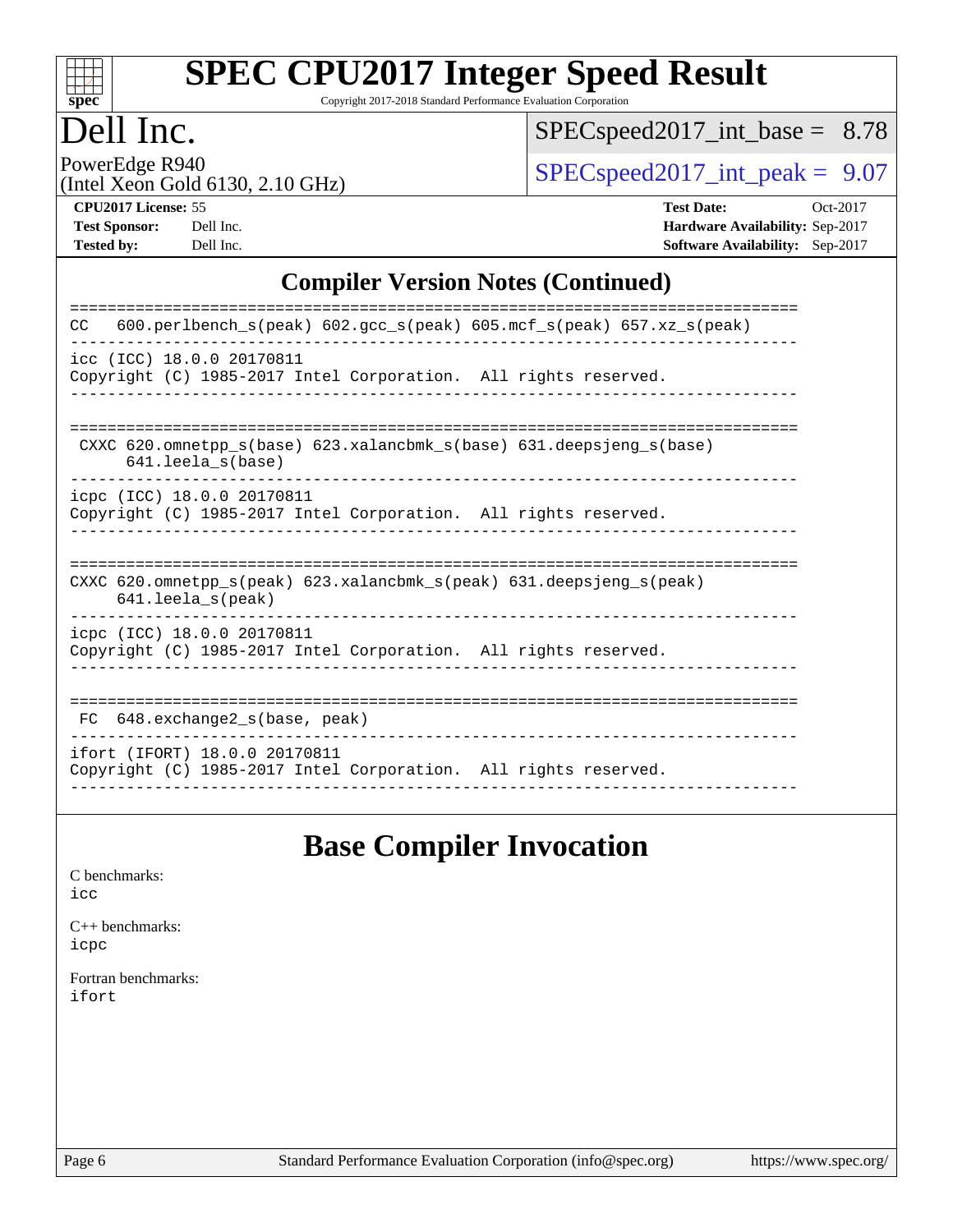# SPEC CPU2017 Integer Speed Result

Copyright 2017-2018 Standard Performance Evaluation Corporation

# Dell Inc.

PowerEdge R940
(Intel Xeon Gold 6130, 2.10 GHz)

SPECspeed2017_int_base = 8.78

SPECspeed2017_int_peak = 9.07

**CPU2017 License:** 55
**Test Sponsor:** Dell Inc.
**Tested by:** Dell Inc.

**Test Date:** Oct-2017
**Hardware Availability:** Sep-2017
**Software Availability:** Sep-2017

## Compiler Version Notes (Continued)

```
==============================================================================
CC   600.perlbench_s(peak) 602.gcc_s(peak) 605.mcf_s(peak) 657.xz_s(peak)
------------------------------------------------------------------------------
icc (ICC) 18.0.0 20170811
Copyright (C) 1985-2017 Intel Corporation.  All rights reserved.
------------------------------------------------------------------------------

==============================================================================
 CXXC 620.omnetpp_s(base) 623.xalancbmk_s(base) 631.deepsjeng_s(base)
      641.leela_s(base)
------------------------------------------------------------------------------
icpc (ICC) 18.0.0 20170811
Copyright (C) 1985-2017 Intel Corporation.  All rights reserved.
------------------------------------------------------------------------------

==============================================================================
CXXC 620.omnetpp_s(peak) 623.xalancbmk_s(peak) 631.deepsjeng_s(peak)
     641.leela_s(peak)
------------------------------------------------------------------------------
icpc (ICC) 18.0.0 20170811
Copyright (C) 1985-2017 Intel Corporation.  All rights reserved.
------------------------------------------------------------------------------

==============================================================================
 FC  648.exchange2_s(base, peak)
------------------------------------------------------------------------------
ifort (IFORT) 18.0.0 20170811
Copyright (C) 1985-2017 Intel Corporation.  All rights reserved.
------------------------------------------------------------------------------
```

## Base Compiler Invocation

C benchmarks:
icc

C++ benchmarks:
icpc

Fortran benchmarks:
ifort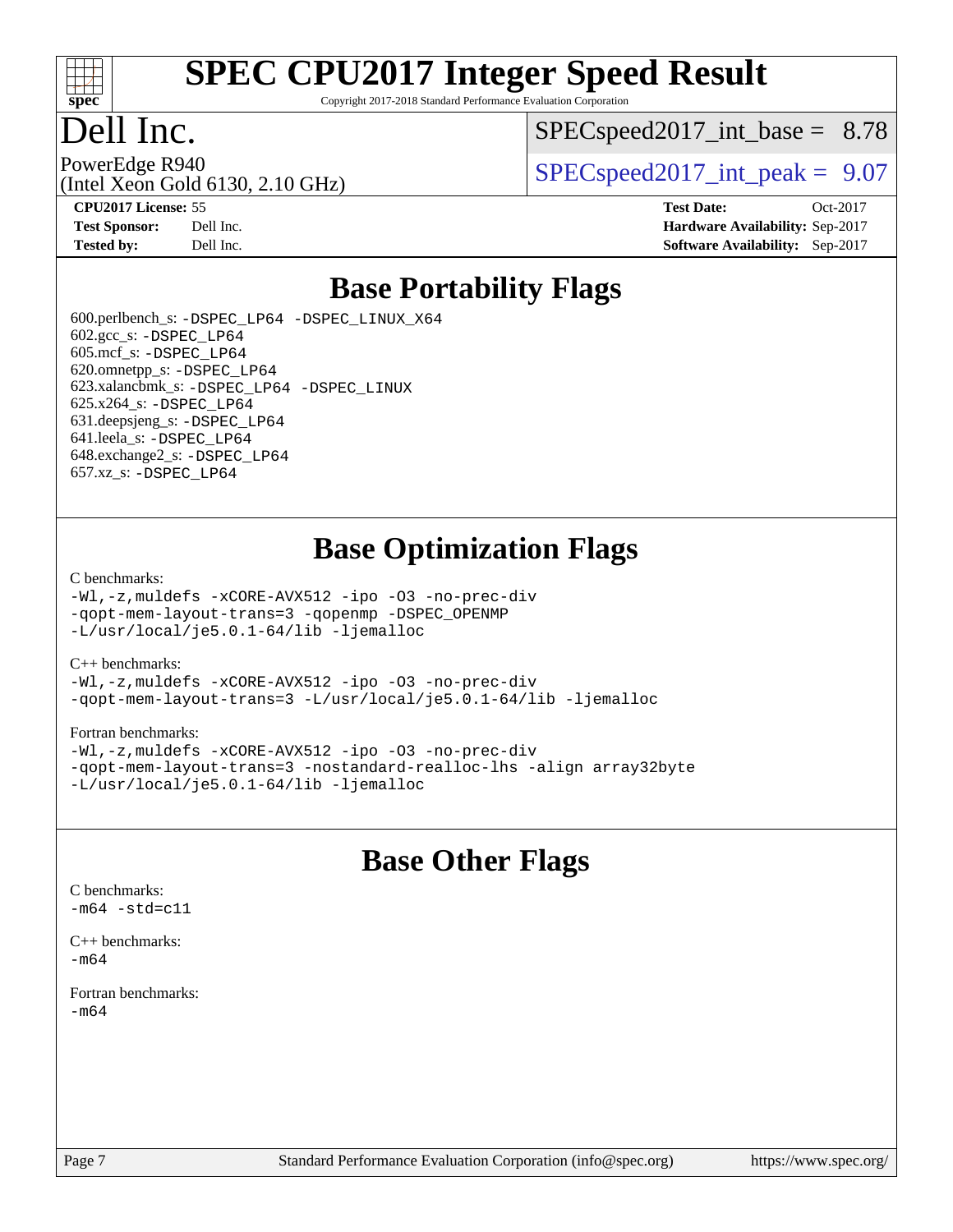# SPEC CPU2017 Integer Speed Result

Copyright 2017-2018 Standard Performance Evaluation Corporation

## Dell Inc.

PowerEdge R940
(Intel Xeon Gold 6130, 2.10 GHz)

SPECspeed2017_int_base = 8.78

SPECspeed2017_int_peak = 9.07

**CPU2017 License:** 55
**Test Sponsor:** Dell Inc.
**Tested by:** Dell Inc.

**Test Date:** Oct-2017
**Hardware Availability:** Sep-2017
**Software Availability:** Sep-2017

## Base Portability Flags

600.perlbench_s: -DSPEC_LP64 -DSPEC_LINUX_X64
602.gcc_s: -DSPEC_LP64
605.mcf_s: -DSPEC_LP64
620.omnetpp_s: -DSPEC_LP64
623.xalancbmk_s: -DSPEC_LP64 -DSPEC_LINUX
625.x264_s: -DSPEC_LP64
631.deepsjeng_s: -DSPEC_LP64
641.leela_s: -DSPEC_LP64
648.exchange2_s: -DSPEC_LP64
657.xz_s: -DSPEC_LP64

## Base Optimization Flags

C benchmarks:
-Wl,-z,muldefs -xCORE-AVX512 -ipo -O3 -no-prec-div
-qopt-mem-layout-trans=3 -qopenmp -DSPEC_OPENMP
-L/usr/local/je5.0.1-64/lib -ljemalloc

C++ benchmarks:
-Wl,-z,muldefs -xCORE-AVX512 -ipo -O3 -no-prec-div
-qopt-mem-layout-trans=3 -L/usr/local/je5.0.1-64/lib -ljemalloc

Fortran benchmarks:
-Wl,-z,muldefs -xCORE-AVX512 -ipo -O3 -no-prec-div
-qopt-mem-layout-trans=3 -nostandard-realloc-lhs -align array32byte
-L/usr/local/je5.0.1-64/lib -ljemalloc

## Base Other Flags

C benchmarks:
-m64 -std=c11

C++ benchmarks:
-m64

Fortran benchmarks:
-m64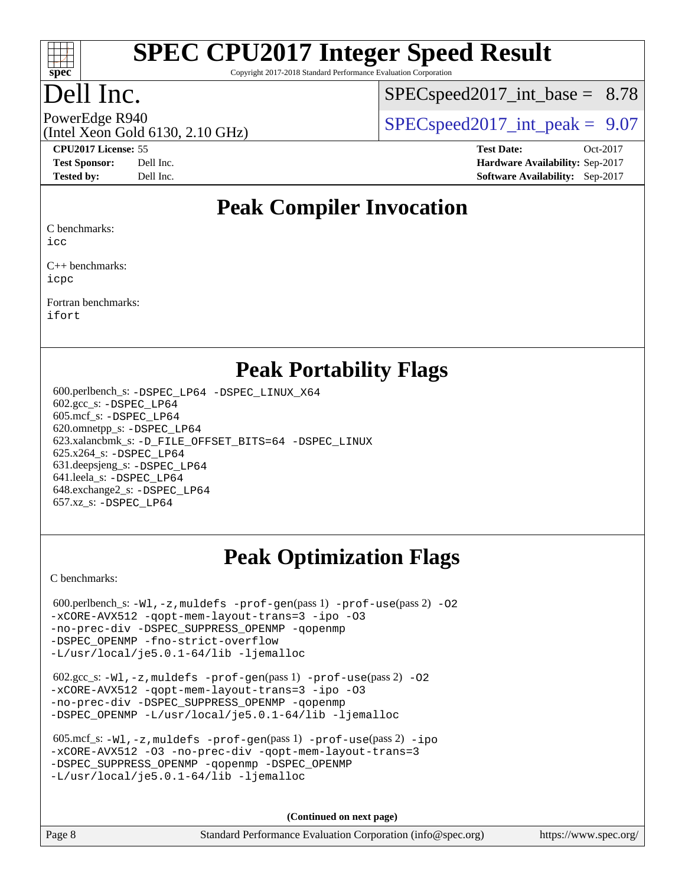# SPEC CPU2017 Integer Speed Result

Copyright 2017-2018 Standard Performance Evaluation Corporation

# Dell Inc.

PowerEdge R940
(Intel Xeon Gold 6130, 2.10 GHz)

SPECspeed2017_int_base = 8.78

SPECspeed2017_int_peak = 9.07

**CPU2017 License:** 55
**Test Sponsor:** Dell Inc.
**Tested by:** Dell Inc.

**Test Date:** Oct-2017
**Hardware Availability:** Sep-2017
**Software Availability:** Sep-2017

## Peak Compiler Invocation

C benchmarks:
icc

C++ benchmarks:
icpc

Fortran benchmarks:
ifort

## Peak Portability Flags

600.perlbench_s: -DSPEC_LP64 -DSPEC_LINUX_X64
602.gcc_s: -DSPEC_LP64
605.mcf_s: -DSPEC_LP64
620.omnetpp_s: -DSPEC_LP64
623.xalancbmk_s: -D_FILE_OFFSET_BITS=64 -DSPEC_LINUX
625.x264_s: -DSPEC_LP64
631.deepsjeng_s: -DSPEC_LP64
641.leela_s: -DSPEC_LP64
648.exchange2_s: -DSPEC_LP64
657.xz_s: -DSPEC_LP64

## Peak Optimization Flags

C benchmarks:

600.perlbench_s: -Wl,-z,muldefs -prof-gen(pass 1) -prof-use(pass 2) -O2 -xCORE-AVX512 -qopt-mem-layout-trans=3 -ipo -O3 -no-prec-div -DSPEC_SUPPRESS_OPENMP -qopenmp -DSPEC_OPENMP -fno-strict-overflow -L/usr/local/je5.0.1-64/lib -ljemalloc

602.gcc_s: -Wl,-z,muldefs -prof-gen(pass 1) -prof-use(pass 2) -O2 -xCORE-AVX512 -qopt-mem-layout-trans=3 -ipo -O3 -no-prec-div -DSPEC_SUPPRESS_OPENMP -qopenmp -DSPEC_OPENMP -L/usr/local/je5.0.1-64/lib -ljemalloc

605.mcf_s: -Wl,-z,muldefs -prof-gen(pass 1) -prof-use(pass 2) -ipo -xCORE-AVX512 -O3 -no-prec-div -qopt-mem-layout-trans=3 -DSPEC_SUPPRESS_OPENMP -qopenmp -DSPEC_OPENMP -L/usr/local/je5.0.1-64/lib -ljemalloc

(Continued on next page)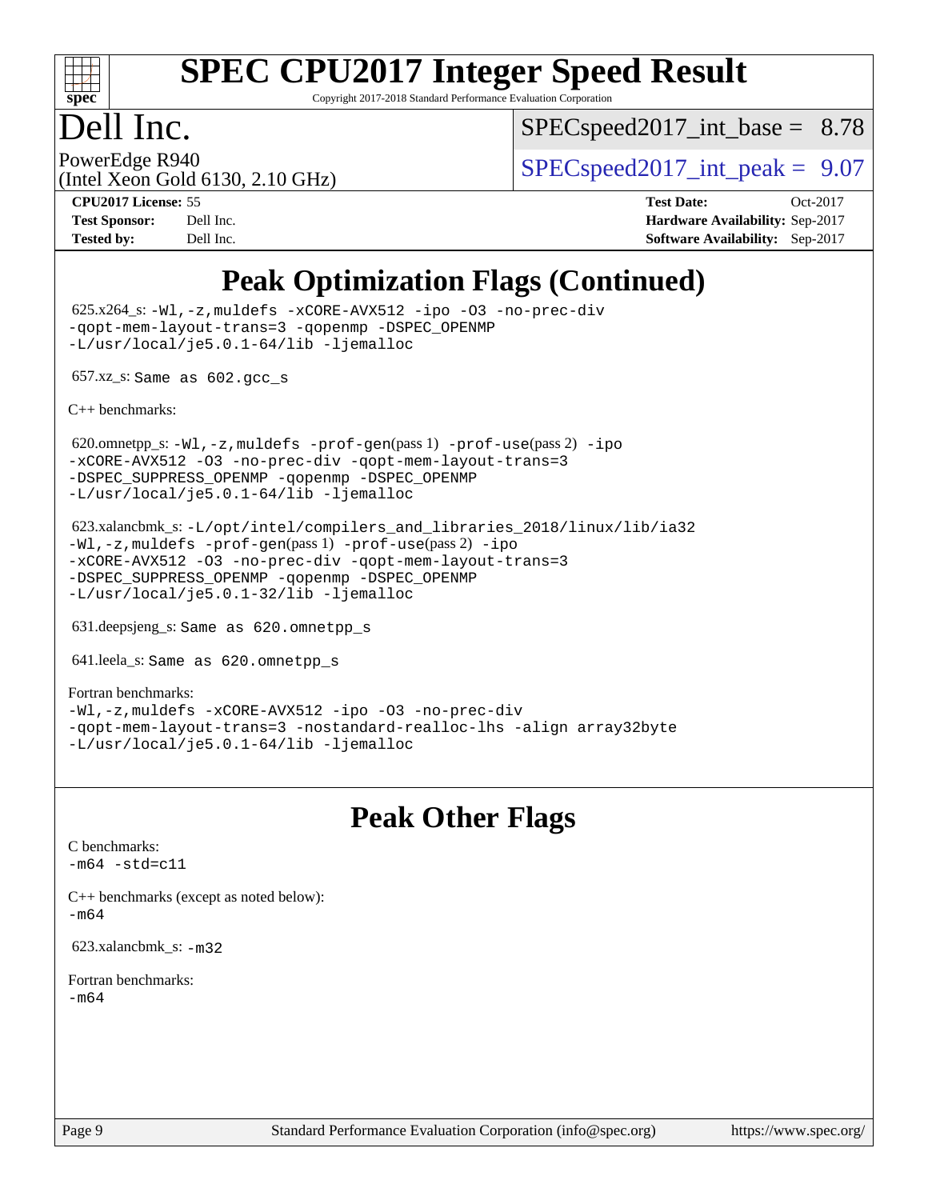# Peak Optimization Flags (Continued)

625.x264_s: `-Wl,-z,muldefs -xCORE-AVX512 -ipo -O3 -no-prec-div -qopt-mem-layout-trans=3 -qopenmp -DSPEC_OPENMP -L/usr/local/je5.0.1-64/lib -ljemalloc`

657.xz_s: `Same as 602.gcc_s`

C++ benchmarks:

620.omnetpp_s: `-Wl,-z,muldefs -prof-gen(pass 1) -prof-use(pass 2) -ipo -xCORE-AVX512 -O3 -no-prec-div -qopt-mem-layout-trans=3 -DSPEC_SUPPRESS_OPENMP -qopenmp -DSPEC_OPENMP -L/usr/local/je5.0.1-64/lib -ljemalloc`

623.xalancbmk_s: `-L/opt/intel/compilers_and_libraries_2018/linux/lib/ia32 -Wl,-z,muldefs -prof-gen(pass 1) -prof-use(pass 2) -ipo -xCORE-AVX512 -O3 -no-prec-div -qopt-mem-layout-trans=3 -DSPEC_SUPPRESS_OPENMP -qopenmp -DSPEC_OPENMP -L/usr/local/je5.0.1-32/lib -ljemalloc`

631.deepsjeng_s: `Same as 620.omnetpp_s`

641.leela_s: `Same as 620.omnetpp_s`

Fortran benchmarks:
`-Wl,-z,muldefs -xCORE-AVX512 -ipo -O3 -no-prec-div -qopt-mem-layout-trans=3 -nostandard-realloc-lhs -align array32byte -L/usr/local/je5.0.1-64/lib -ljemalloc`

# Peak Other Flags

C benchmarks:
`-m64 -std=c11`

C++ benchmarks (except as noted below):
`-m64`

623.xalancbmk_s: `-m32`

Fortran benchmarks:
`-m64`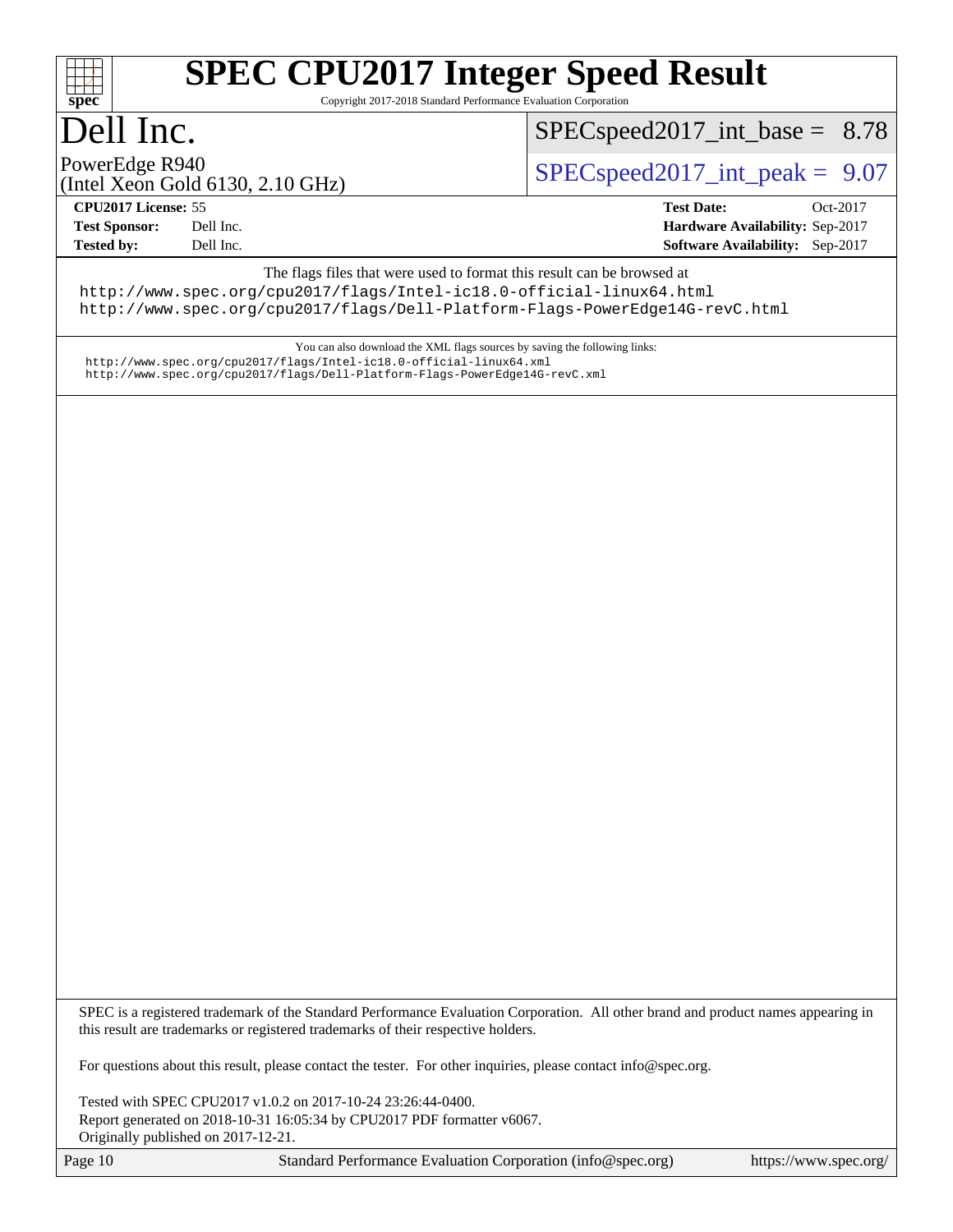The flags files that were used to format this result can be browsed at
http://www.spec.org/cpu2017/flags/Intel-ic18.0-official-linux64.html
http://www.spec.org/cpu2017/flags/Dell-Platform-Flags-PowerEdge14G-revC.html

You can also download the XML flags sources by saving the following links:
http://www.spec.org/cpu2017/flags/Intel-ic18.0-official-linux64.xml
http://www.spec.org/cpu2017/flags/Dell-Platform-Flags-PowerEdge14G-revC.xml

SPEC is a registered trademark of the Standard Performance Evaluation Corporation. All other brand and product names appearing in this result are trademarks or registered trademarks of their respective holders.

For questions about this result, please contact the tester. For other inquiries, please contact info@spec.org.

Tested with SPEC CPU2017 v1.0.2 on 2017-10-24 23:26:44-0400.
Report generated on 2018-10-31 16:05:34 by CPU2017 PDF formatter v6067.
Originally published on 2017-12-21.